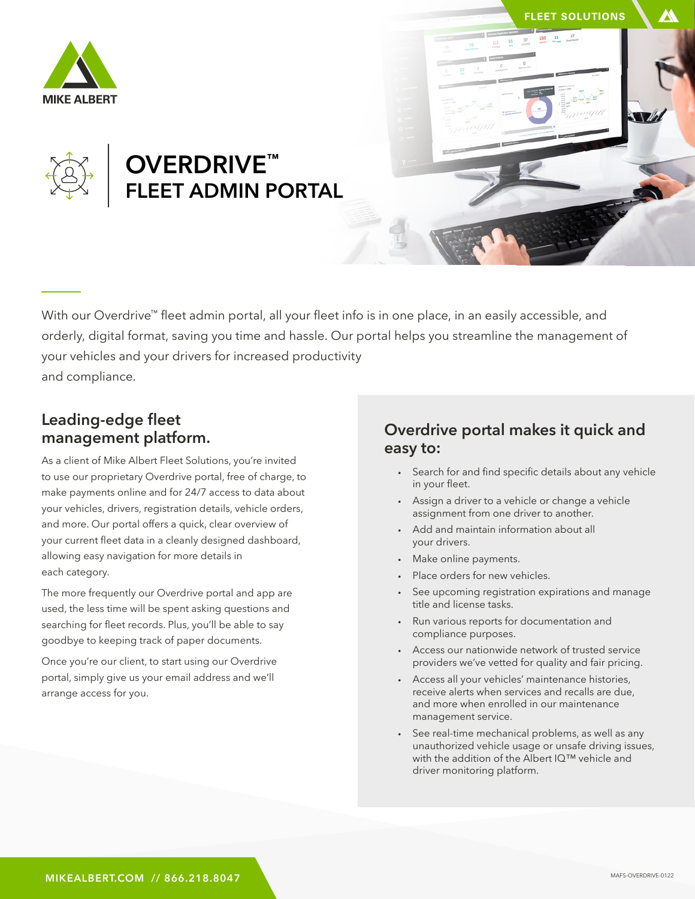FLEET SOLUTIONS

MIKE ALBERT

# OVERDRIVE™ FLEET ADMIN PORTAL

With our Overdrive™ fleet admin portal, all your fleet info is in one place, in an easily accessible, and orderly, digital format, saving you time and hassle. Our portal helps you streamline the management of your vehicles and your drivers for increased productivity and compliance.

## Leading-edge fleet management platform.

As a client of Mike Albert Fleet Solutions, you're invited to use our proprietary Overdrive portal, free of charge, to make payments online and for 24/7 access to data about your vehicles, drivers, registration details, vehicle orders, and more. Our portal offers a quick, clear overview of your current fleet data in a cleanly designed dashboard, allowing easy navigation for more details in each category.

The more frequently our Overdrive portal and app are used, the less time will be spent asking questions and searching for fleet records. Plus, you'll be able to say goodbye to keeping track of paper documents.

Once you're our client, to start using our Overdrive portal, simply give us your email address and we'll arrange access for you.

## Overdrive portal makes it quick and easy to:

- Search for and find specific details about any vehicle in your fleet.
- Assign a driver to a vehicle or change a vehicle assignment from one driver to another.
- Add and maintain information about all your drivers.
- Make online payments.
- Place orders for new vehicles.
- See upcoming registration expirations and manage title and license tasks.
- Run various reports for documentation and compliance purposes.
- Access our nationwide network of trusted service providers we've vetted for quality and fair pricing.
- Access all your vehicles' maintenance histories, receive alerts when services and recalls are due, and more when enrolled in our maintenance management service.
- See real-time mechanical problems, as well as any unauthorized vehicle usage or unsafe driving issues, with the addition of the Albert IQ™ vehicle and driver monitoring platform.

MIKEALBERT.COM // 866.218.8047

MAFS-OVERDRIVE-0122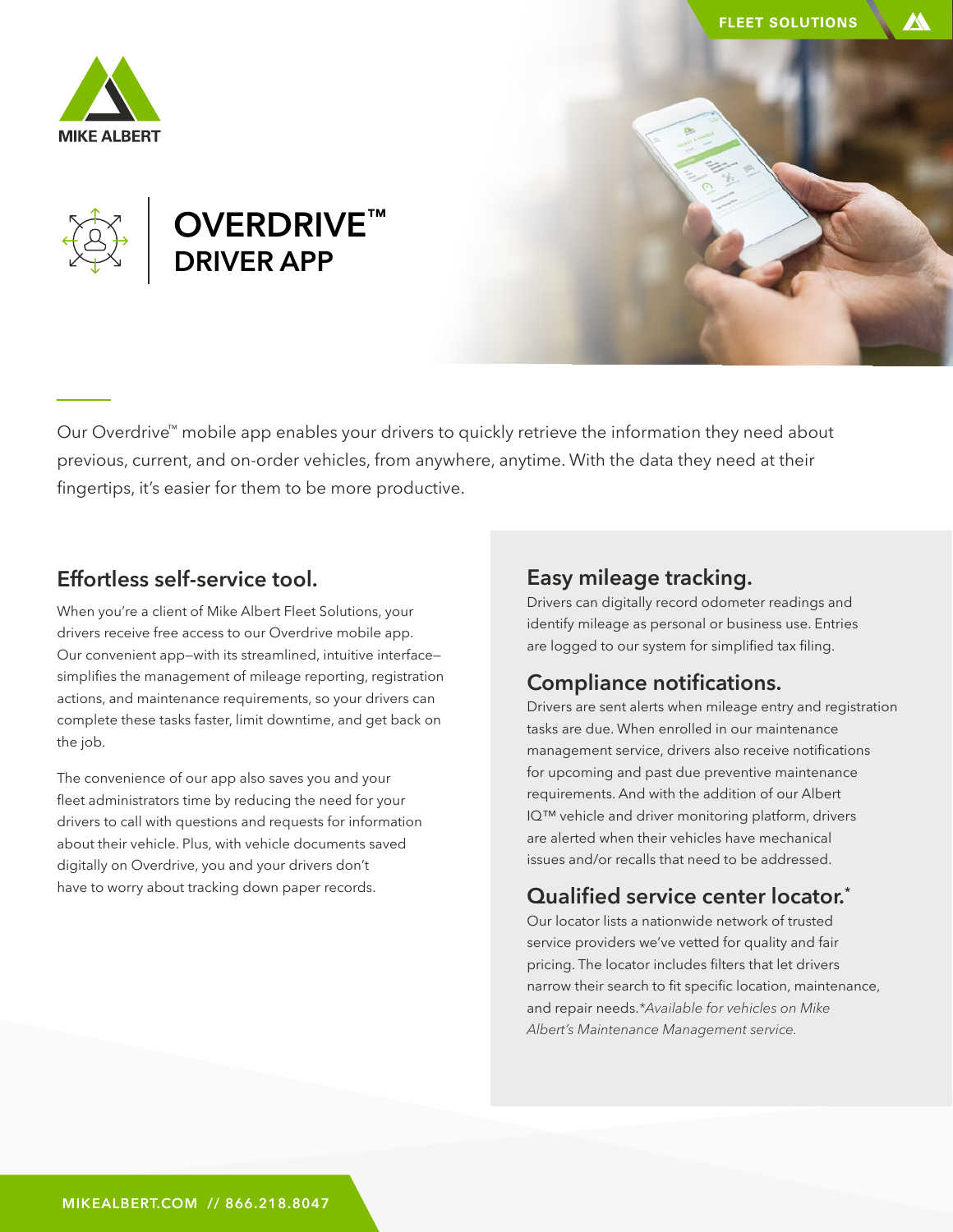FLEET SOLUTIONS

MIKE ALBERT

# OVERDRIVE™ DRIVER APP

Our Overdrive™ mobile app enables your drivers to quickly retrieve the information they need about previous, current, and on-order vehicles, from anywhere, anytime. With the data they need at their fingertips, it's easier for them to be more productive.

## Effortless self-service tool.

When you're a client of Mike Albert Fleet Solutions, your drivers receive free access to our Overdrive mobile app. Our convenient app—with its streamlined, intuitive interface—simplifies the management of mileage reporting, registration actions, and maintenance requirements, so your drivers can complete these tasks faster, limit downtime, and get back on the job.

The convenience of our app also saves you and your fleet administrators time by reducing the need for your drivers to call with questions and requests for information about their vehicle. Plus, with vehicle documents saved digitally on Overdrive, you and your drivers don't have to worry about tracking down paper records.

## Easy mileage tracking.

Drivers can digitally record odometer readings and identify mileage as personal or business use. Entries are logged to our system for simplified tax filing.

## Compliance notifications.

Drivers are sent alerts when mileage entry and registration tasks are due. When enrolled in our maintenance management service, drivers also receive notifications for upcoming and past due preventive maintenance requirements. And with the addition of our Albert IQ™ vehicle and driver monitoring platform, drivers are alerted when their vehicles have mechanical issues and/or recalls that need to be addressed.

## Qualified service center locator.*

Our locator lists a nationwide network of trusted service providers we've vetted for quality and fair pricing. The locator includes filters that let drivers narrow their search to fit specific location, maintenance, and repair needs. *\*Available for vehicles on Mike Albert's Maintenance Management service.*

MIKEALBERT.COM // 866.218.8047